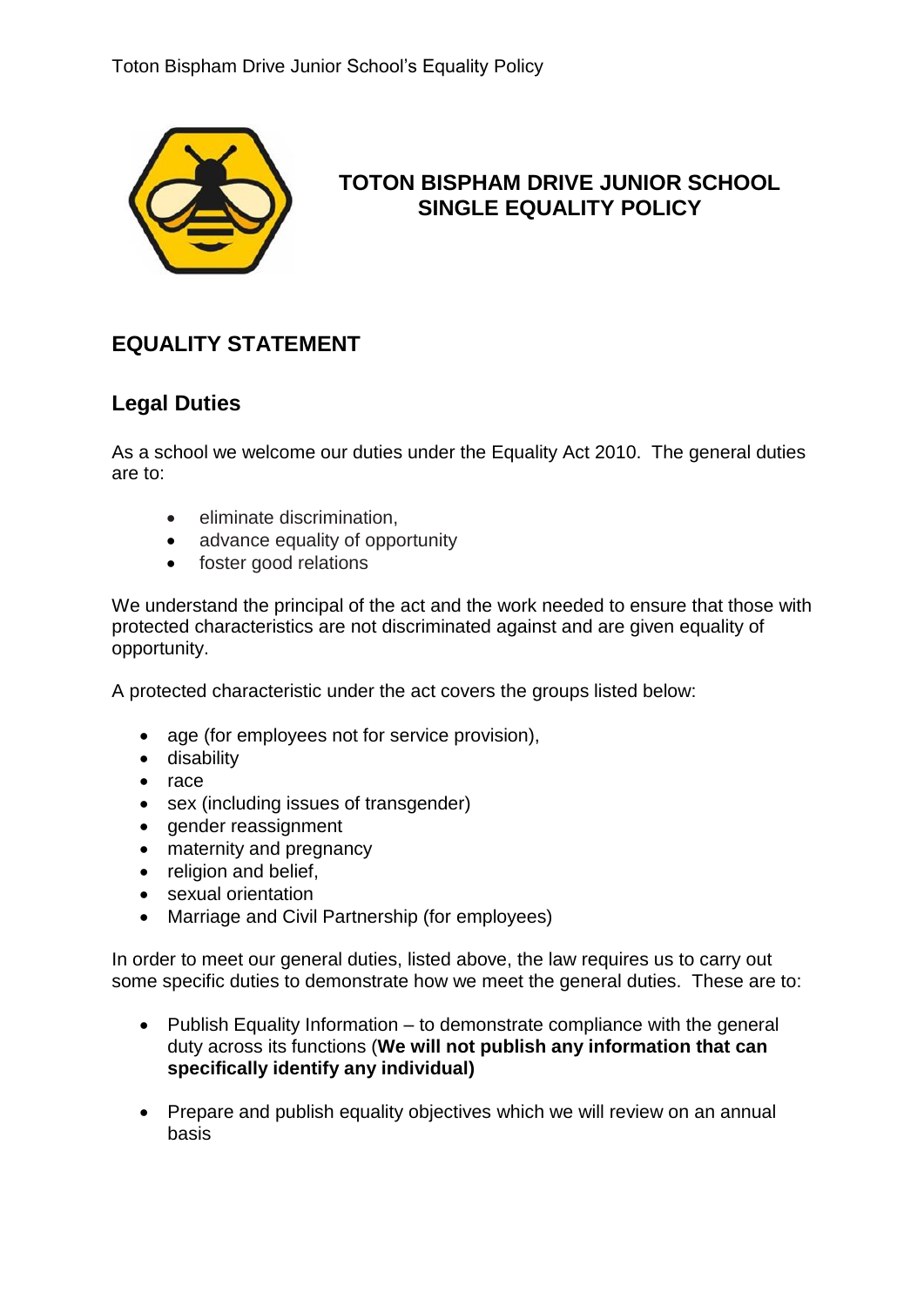# TOTON BISPHAM DRIVE JUNIOR SCHOOL SINGLE EQUALITY POLICY

## EQUALITY STATEMENT

### Legal Duties

As a school we welcome our duties under the Equality Act 2010. The general duties are to:

- eliminate discrimination,
- advance equality of opportunity
- foster good relations

We understand the principal of the act and the work needed to ensure that those with protected characteristics are not discriminated against and are given equality of opportunity.

A protected characteristic under the act covers the groups listed below:

- age (for employees not for service provision),
- disability
- race
- sex (including issues of transgender)
- gender reassignment
- maternity and pregnancy
- religion and belief,
- sexual orientation
- Marriage and Civil Partnership (for employees)

In order to meet our general duties, listed above, the law requires us to carry out some specific duties to demonstrate how we meet the general duties. These are to:

- Publish Equality Information – to demonstrate compliance with the general duty across its functions (**We will not publish any information that can specifically identify any individual)**
- Prepare and publish equality objectives which we will review on an annual basis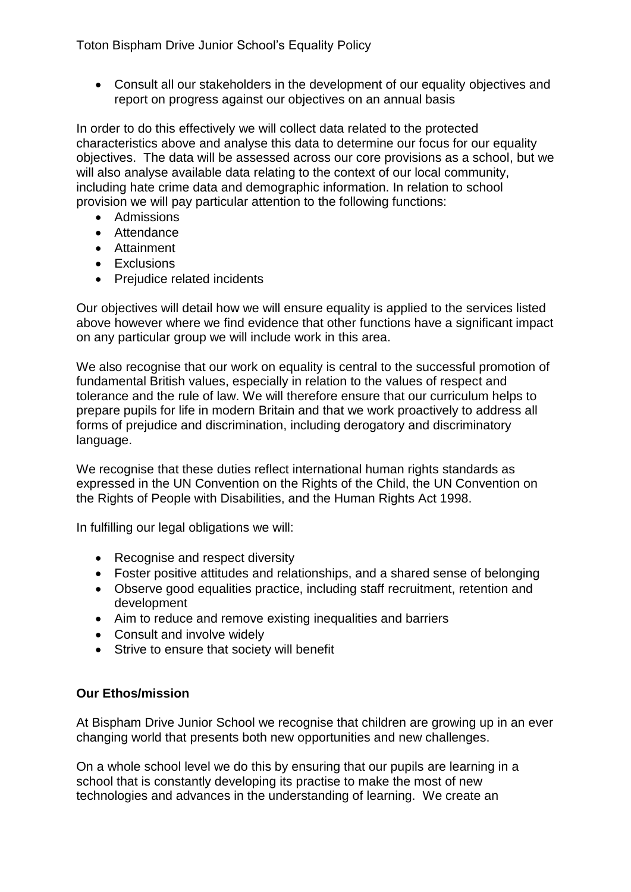- Consult all our stakeholders in the development of our equality objectives and report on progress against our objectives on an annual basis

In order to do this effectively we will collect data related to the protected characteristics above and analyse this data to determine our focus for our equality objectives. The data will be assessed across our core provisions as a school, but we will also analyse available data relating to the context of our local community, including hate crime data and demographic information. In relation to school provision we will pay particular attention to the following functions:

- Admissions
- Attendance
- Attainment
- Exclusions
- Prejudice related incidents

Our objectives will detail how we will ensure equality is applied to the services listed above however where we find evidence that other functions have a significant impact on any particular group we will include work in this area.

We also recognise that our work on equality is central to the successful promotion of fundamental British values, especially in relation to the values of respect and tolerance and the rule of law. We will therefore ensure that our curriculum helps to prepare pupils for life in modern Britain and that we work proactively to address all forms of prejudice and discrimination, including derogatory and discriminatory language.

We recognise that these duties reflect international human rights standards as expressed in the UN Convention on the Rights of the Child, the UN Convention on the Rights of People with Disabilities, and the Human Rights Act 1998.

In fulfilling our legal obligations we will:

- Recognise and respect diversity
- Foster positive attitudes and relationships, and a shared sense of belonging
- Observe good equalities practice, including staff recruitment, retention and development
- Aim to reduce and remove existing inequalities and barriers
- Consult and involve widely
- Strive to ensure that society will benefit

**Our Ethos/mission**

At Bispham Drive Junior School we recognise that children are growing up in an ever changing world that presents both new opportunities and new challenges.

On a whole school level we do this by ensuring that our pupils are learning in a school that is constantly developing its practise to make the most of new technologies and advances in the understanding of learning. We create an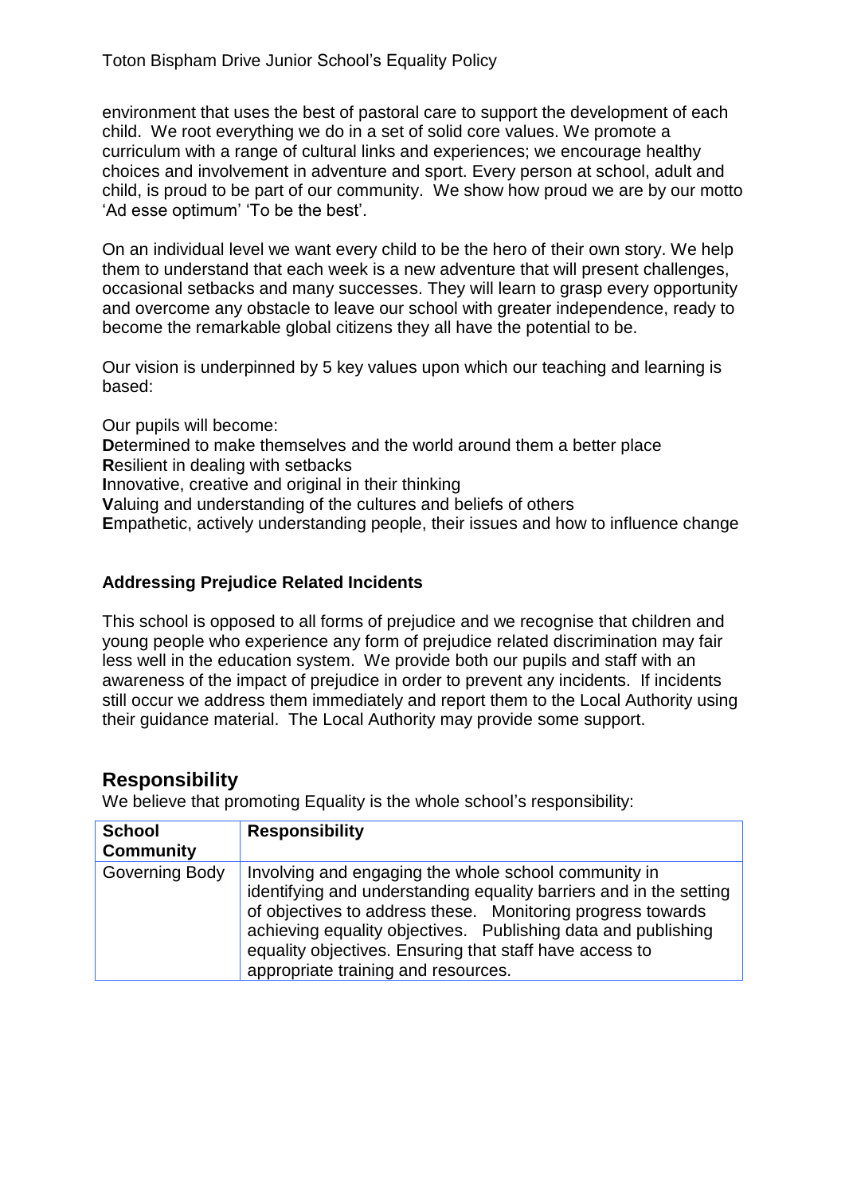environment that uses the best of pastoral care to support the development of each child. We root everything we do in a set of solid core values. We promote a curriculum with a range of cultural links and experiences; we encourage healthy choices and involvement in adventure and sport. Every person at school, adult and child, is proud to be part of our community. We show how proud we are by our motto 'Ad esse optimum' 'To be the best'.

On an individual level we want every child to be the hero of their own story. We help them to understand that each week is a new adventure that will present challenges, occasional setbacks and many successes. They will learn to grasp every opportunity and overcome any obstacle to leave our school with greater independence, ready to become the remarkable global citizens they all have the potential to be.

Our vision is underpinned by 5 key values upon which our teaching and learning is based:

Our pupils will become:
**D**etermined to make themselves and the world around them a better place
**R**esilient in dealing with setbacks
**I**nnovative, creative and original in their thinking
**V**aluing and understanding of the cultures and beliefs of others
**E**mpathetic, actively understanding people, their issues and how to influence change

**Addressing Prejudice Related Incidents**

This school is opposed to all forms of prejudice and we recognise that children and young people who experience any form of prejudice related discrimination may fair less well in the education system. We provide both our pupils and staff with an awareness of the impact of prejudice in order to prevent any incidents. If incidents still occur we address them immediately and report them to the Local Authority using their guidance material. The Local Authority may provide some support.

## Responsibility

We believe that promoting Equality is the whole school's responsibility:

| School Community | Responsibility |
|---|---|
| Governing Body | Involving and engaging the whole school community in identifying and understanding equality barriers and in the setting of objectives to address these. Monitoring progress towards achieving equality objectives. Publishing data and publishing equality objectives. Ensuring that staff have access to appropriate training and resources. |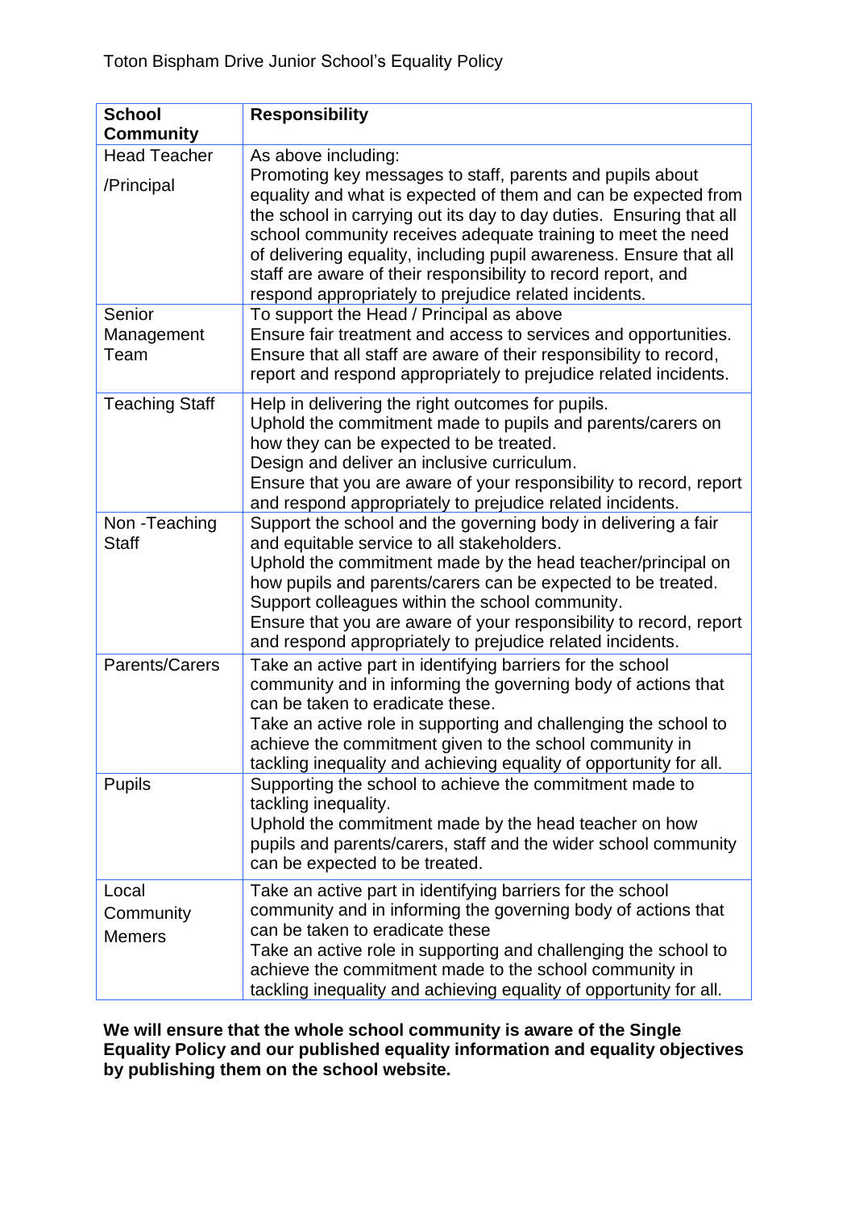| School Community | Responsibility |
|---|---|
| Head Teacher /Principal | As above including: Promoting key messages to staff, parents and pupils about equality and what is expected of them and can be expected from the school in carrying out its day to day duties. Ensuring that all school community receives adequate training to meet the need of delivering equality, including pupil awareness. Ensure that all staff are aware of their responsibility to record report, and respond appropriately to prejudice related incidents. |
| Senior Management Team | To support the Head / Principal as above Ensure fair treatment and access to services and opportunities. Ensure that all staff are aware of their responsibility to record, report and respond appropriately to prejudice related incidents. |
| Teaching Staff | Help in delivering the right outcomes for pupils. Uphold the commitment made to pupils and parents/carers on how they can be expected to be treated. Design and deliver an inclusive curriculum. Ensure that you are aware of your responsibility to record, report and respond appropriately to prejudice related incidents. |
| Non -Teaching Staff | Support the school and the governing body in delivering a fair and equitable service to all stakeholders. Uphold the commitment made by the head teacher/principal on how pupils and parents/carers can be expected to be treated. Support colleagues within the school community. Ensure that you are aware of your responsibility to record, report and respond appropriately to prejudice related incidents. |
| Parents/Carers | Take an active part in identifying barriers for the school community and in informing the governing body of actions that can be taken to eradicate these. Take an active role in supporting and challenging the school to achieve the commitment given to the school community in tackling inequality and achieving equality of opportunity for all. |
| Pupils | Supporting the school to achieve the commitment made to tackling inequality. Uphold the commitment made by the head teacher on how pupils and parents/carers, staff and the wider school community can be expected to be treated. |
| Local Community Memers | Take an active part in identifying barriers for the school community and in informing the governing body of actions that can be taken to eradicate these Take an active role in supporting and challenging the school to achieve the commitment made to the school community in tackling inequality and achieving equality of opportunity for all. |

**We will ensure that the whole school community is aware of the Single Equality Policy and our published equality information and equality objectives by publishing them on the school website.**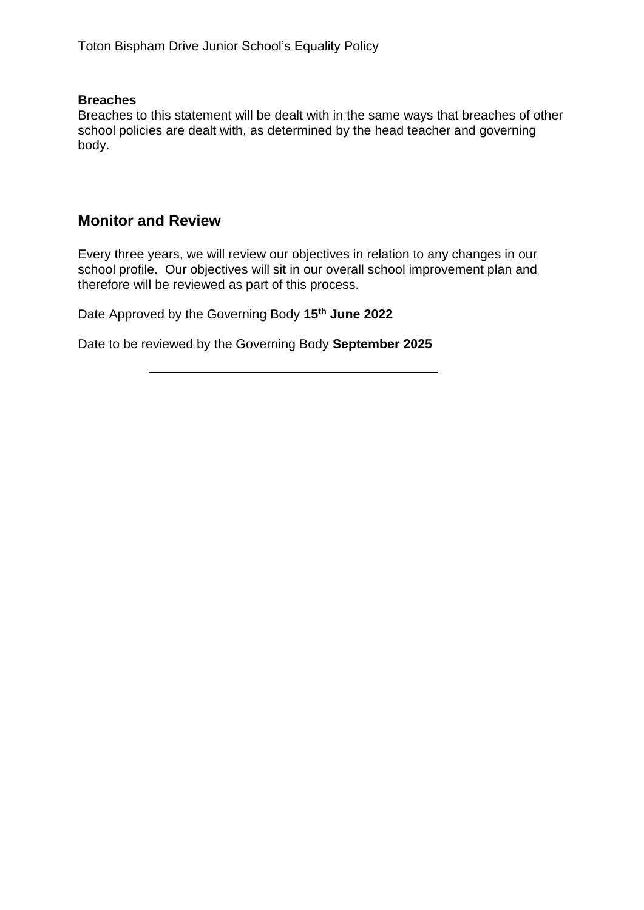**Breaches**
Breaches to this statement will be dealt with in the same ways that breaches of other school policies are dealt with, as determined by the head teacher and governing body.

## Monitor and Review

Every three years, we will review our objectives in relation to any changes in our school profile. Our objectives will sit in our overall school improvement plan and therefore will be reviewed as part of this process.

Date Approved by the Governing Body **15th June 2022**

Date to be reviewed by the Governing Body **September 2025**